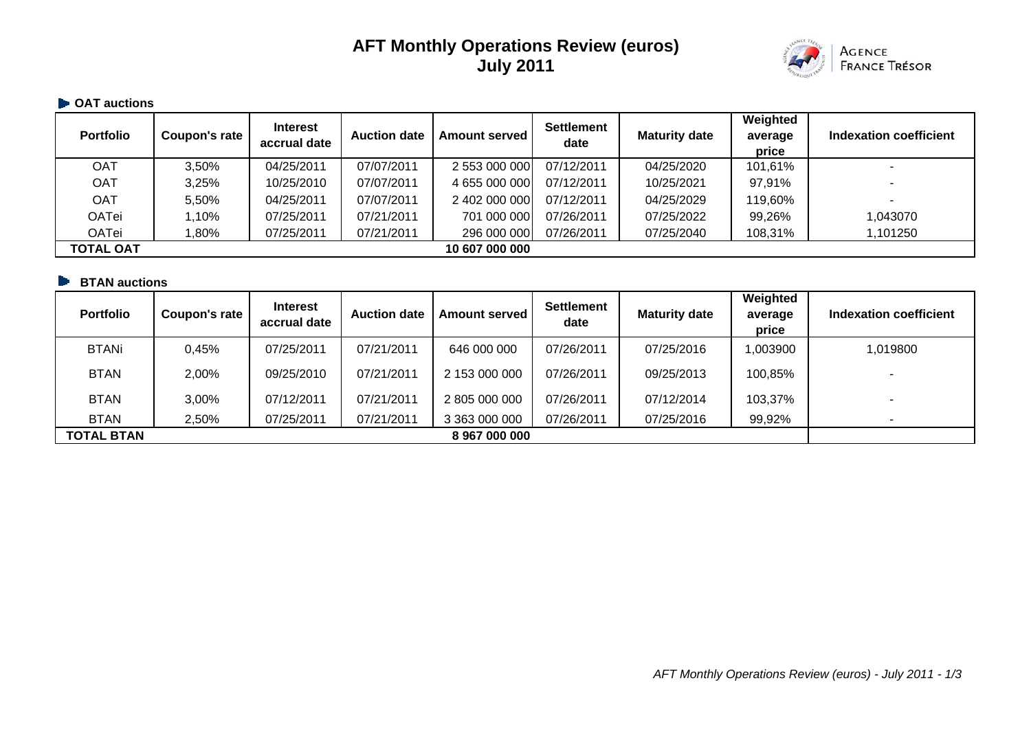# AFT Monthly Operations Review (euros)
## July 2011

AGENCE FRANCE TRÉSOR

### OAT auctions

| Portfolio | Coupon's rate | Interest accrual date | Auction date | Amount served | Settlement date | Maturity date | Weighted average price | Indexation coefficient |
|---|---|---|---|---|---|---|---|---|
| OAT | 3,50% | 04/25/2011 | 07/07/2011 | 2 553 000 000 | 07/12/2011 | 04/25/2020 | 101,61% | - |
| OAT | 3,25% | 10/25/2010 | 07/07/2011 | 4 655 000 000 | 07/12/2011 | 10/25/2021 | 97,91% | - |
| OAT | 5,50% | 04/25/2011 | 07/07/2011 | 2 402 000 000 | 07/12/2011 | 04/25/2029 | 119,60% | - |
| OATei | 1,10% | 07/25/2011 | 07/21/2011 | 701 000 000 | 07/26/2011 | 07/25/2022 | 99,26% | 1,043070 |
| OATei | 1,80% | 07/25/2011 | 07/21/2011 | 296 000 000 | 07/26/2011 | 07/25/2040 | 108,31% | 1,101250 |
| **TOTAL OAT** | | | | **10 607 000 000** | | | | |

### BTAN auctions

| Portfolio | Coupon's rate | Interest accrual date | Auction date | Amount served | Settlement date | Maturity date | Weighted average price | Indexation coefficient |
|---|---|---|---|---|---|---|---|---|
| BTANi | 0,45% | 07/25/2011 | 07/21/2011 | 646 000 000 | 07/26/2011 | 07/25/2016 | 1,003900 | 1,019800 |
| BTAN | 2,00% | 09/25/2010 | 07/21/2011 | 2 153 000 000 | 07/26/2011 | 09/25/2013 | 100,85% | - |
| BTAN | 3,00% | 07/12/2011 | 07/21/2011 | 2 805 000 000 | 07/26/2011 | 07/12/2014 | 103,37% | - |
| BTAN | 2,50% | 07/25/2011 | 07/21/2011 | 3 363 000 000 | 07/26/2011 | 07/25/2016 | 99,92% | - |
| **TOTAL BTAN** | | | | **8 967 000 000** | | | | |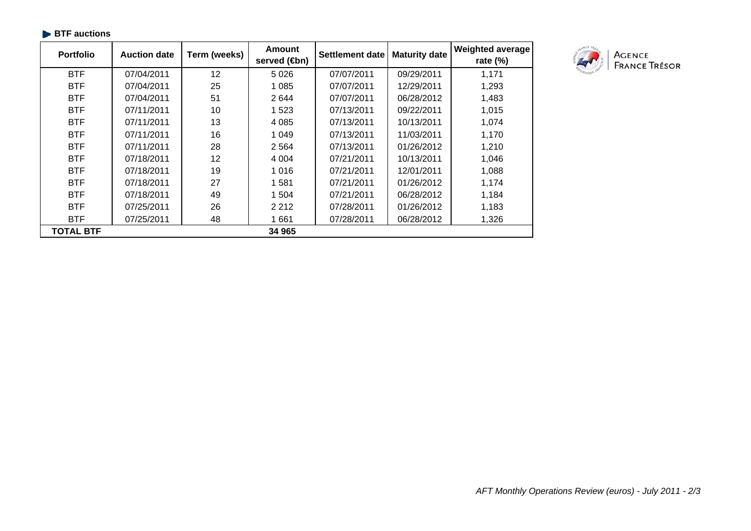## BTF auctions

| Portfolio | Auction date | Term (weeks) | Amount served (€bn) | Settlement date | Maturity date | Weighted average rate (%) |
|---|---|---|---|---|---|---|
| BTF | 07/04/2011 | 12 | 5 026 | 07/07/2011 | 09/29/2011 | 1,171 |
| BTF | 07/04/2011 | 25 | 1 085 | 07/07/2011 | 12/29/2011 | 1,293 |
| BTF | 07/04/2011 | 51 | 2 644 | 07/07/2011 | 06/28/2012 | 1,483 |
| BTF | 07/11/2011 | 10 | 1 523 | 07/13/2011 | 09/22/2011 | 1,015 |
| BTF | 07/11/2011 | 13 | 4 085 | 07/13/2011 | 10/13/2011 | 1,074 |
| BTF | 07/11/2011 | 16 | 1 049 | 07/13/2011 | 11/03/2011 | 1,170 |
| BTF | 07/11/2011 | 28 | 2 564 | 07/13/2011 | 01/26/2012 | 1,210 |
| BTF | 07/18/2011 | 12 | 4 004 | 07/21/2011 | 10/13/2011 | 1,046 |
| BTF | 07/18/2011 | 19 | 1 016 | 07/21/2011 | 12/01/2011 | 1,088 |
| BTF | 07/18/2011 | 27 | 1 581 | 07/21/2011 | 01/26/2012 | 1,174 |
| BTF | 07/18/2011 | 49 | 1 504 | 07/21/2011 | 06/28/2012 | 1,184 |
| BTF | 07/25/2011 | 26 | 2 212 | 07/28/2011 | 01/26/2012 | 1,183 |
| BTF | 07/25/2011 | 48 | 1 661 | 07/28/2011 | 06/28/2012 | 1,326 |
| **TOTAL BTF** | | | **34 965** | | | |

AGENCE FRANCE TRÉSOR

*AFT Monthly Operations Review (euros) - July 2011*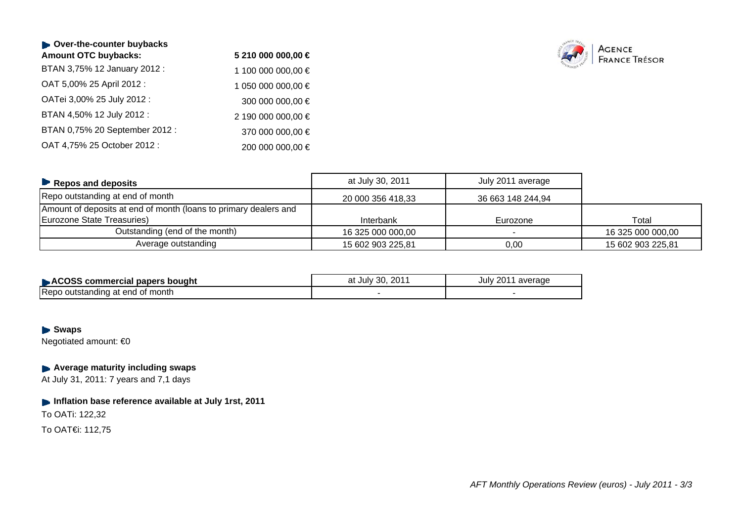### Over-the-counter buybacks

| | |
|---|---|
| **Amount OTC buybacks:** | **5 210 000 000,00 €** |
| BTAN 3,75% 12 January 2012 : | 1 100 000 000,00 € |
| OAT 5,00% 25 April 2012 : | 1 050 000 000,00 € |
| OATei 3,00% 25 July 2012 : | 300 000 000,00 € |
| BTAN 4,50% 12 July 2012 : | 2 190 000 000,00 € |
| BTAN 0,75% 20 September 2012 : | 370 000 000,00 € |
| OAT 4,75% 25 October 2012 : | 200 000 000,00 € |

### Repos and deposits

| Repos and deposits | at July 30, 2011 | July 2011 average | |
|---|---|---|---|
| Repo outstanding at end of month | 20 000 356 418,33 | 36 663 148 244,94 | |
| Amount of deposits at end of month (loans to primary dealers and Eurozone State Treasuries) | Interbank | Eurozone | Total |
| Outstanding (end of the month) | 16 325 000 000,00 | - | 16 325 000 000,00 |
| Average outstanding | 15 602 903 225,81 | 0,00 | 15 602 903 225,81 |

### ACOSS commercial papers bought

| ACOSS commercial papers bought | at July 30, 2011 | July 2011 average |
|---|---|---|
| Repo outstanding at end of month | - | - |

### Swaps

Negotiated amount: €0

### Average maturity including swaps

At July 31, 2011: 7 years and 7,1 days

### Inflation base reference available at July 1rst, 2011

To OATi: 122,32

To OAT€i: 112,75